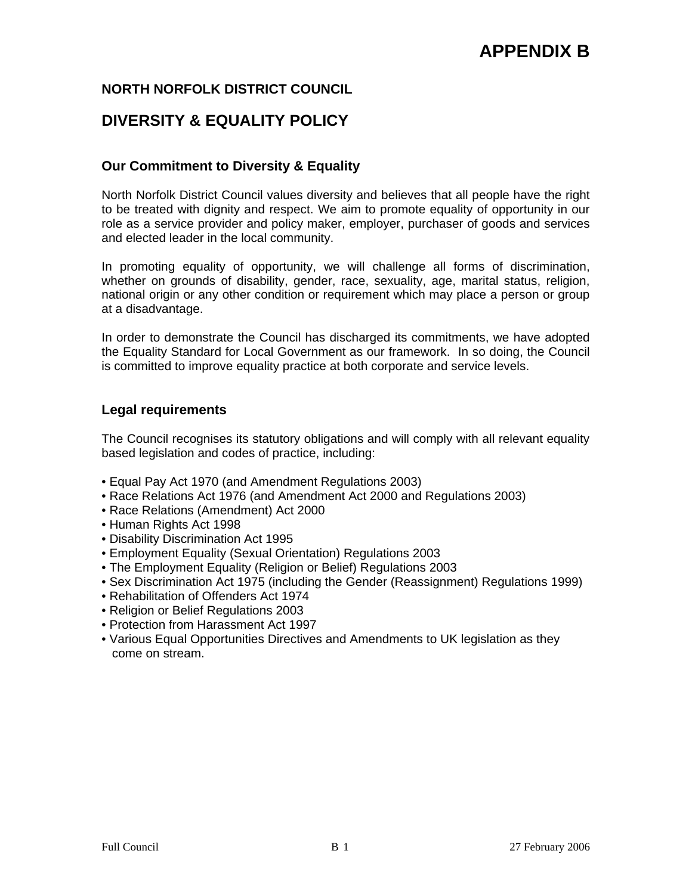# APPENDIX B

**NORTH NORFOLK DISTRICT COUNCIL**

## DIVERSITY & EQUALITY POLICY

### Our Commitment to Diversity & Equality

North Norfolk District Council values diversity and believes that all people have the right to be treated with dignity and respect. We aim to promote equality of opportunity in our role as a service provider and policy maker, employer, purchaser of goods and services and elected leader in the local community.

In promoting equality of opportunity, we will challenge all forms of discrimination, whether on grounds of disability, gender, race, sexuality, age, marital status, religion, national origin or any other condition or requirement which may place a person or group at a disadvantage.

In order to demonstrate the Council has discharged its commitments, we have adopted the Equality Standard for Local Government as our framework. In so doing, the Council is committed to improve equality practice at both corporate and service levels.

### Legal requirements

The Council recognises its statutory obligations and will comply with all relevant equality based legislation and codes of practice, including:

- Equal Pay Act 1970 (and Amendment Regulations 2003)
- Race Relations Act 1976 (and Amendment Act 2000 and Regulations 2003)
- Race Relations (Amendment) Act 2000
- Human Rights Act 1998
- Disability Discrimination Act 1995
- Employment Equality (Sexual Orientation) Regulations 2003
- The Employment Equality (Religion or Belief) Regulations 2003
- Sex Discrimination Act 1975 (including the Gender (Reassignment) Regulations 1999)
- Rehabilitation of Offenders Act 1974
- Religion or Belief Regulations 2003
- Protection from Harassment Act 1997
- Various Equal Opportunities Directives and Amendments to UK legislation as they come on stream.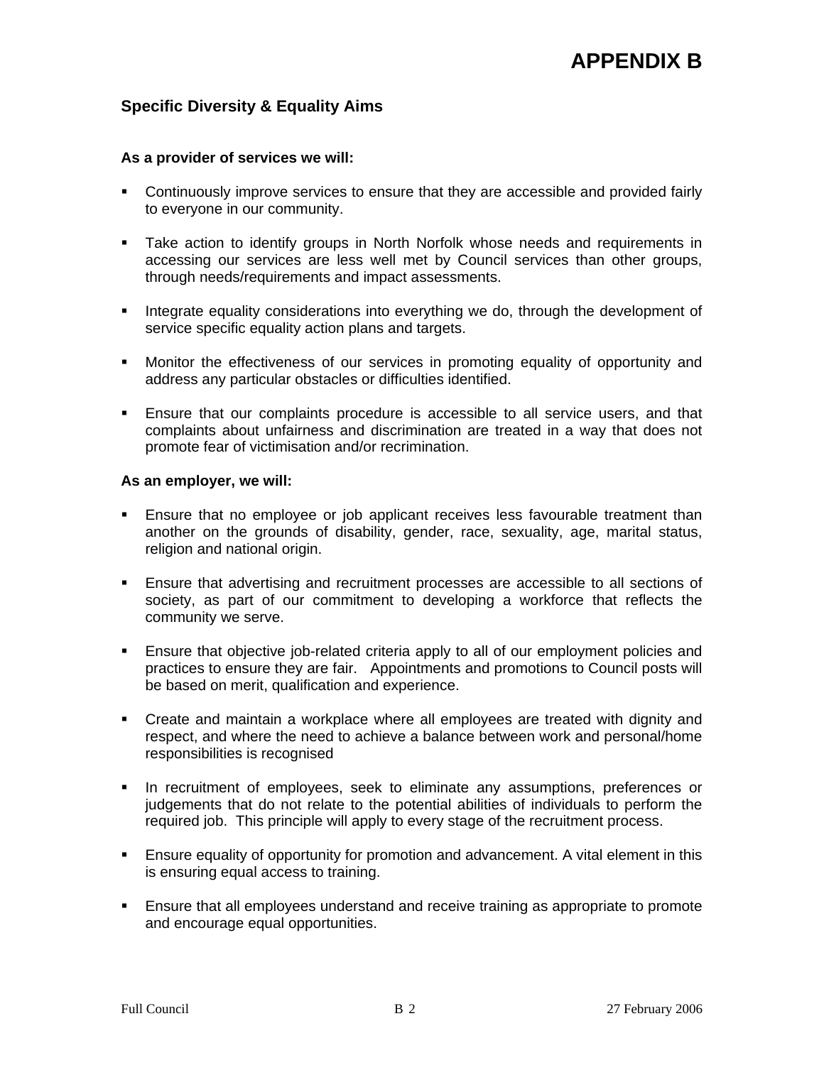# APPENDIX B

## Specific Diversity & Equality Aims

**As a provider of services we will:**

- Continuously improve services to ensure that they are accessible and provided fairly to everyone in our community.
- Take action to identify groups in North Norfolk whose needs and requirements in accessing our services are less well met by Council services than other groups, through needs/requirements and impact assessments.
- Integrate equality considerations into everything we do, through the development of service specific equality action plans and targets.
- Monitor the effectiveness of our services in promoting equality of opportunity and address any particular obstacles or difficulties identified.
- Ensure that our complaints procedure is accessible to all service users, and that complaints about unfairness and discrimination are treated in a way that does not promote fear of victimisation and/or recrimination.

**As an employer, we will:**

- Ensure that no employee or job applicant receives less favourable treatment than another on the grounds of disability, gender, race, sexuality, age, marital status, religion and national origin.
- Ensure that advertising and recruitment processes are accessible to all sections of society, as part of our commitment to developing a workforce that reflects the community we serve.
- Ensure that objective job-related criteria apply to all of our employment policies and practices to ensure they are fair. Appointments and promotions to Council posts will be based on merit, qualification and experience.
- Create and maintain a workplace where all employees are treated with dignity and respect, and where the need to achieve a balance between work and personal/home responsibilities is recognised
- In recruitment of employees, seek to eliminate any assumptions, preferences or judgements that do not relate to the potential abilities of individuals to perform the required job. This principle will apply to every stage of the recruitment process.
- Ensure equality of opportunity for promotion and advancement. A vital element in this is ensuring equal access to training.
- Ensure that all employees understand and receive training as appropriate to promote and encourage equal opportunities.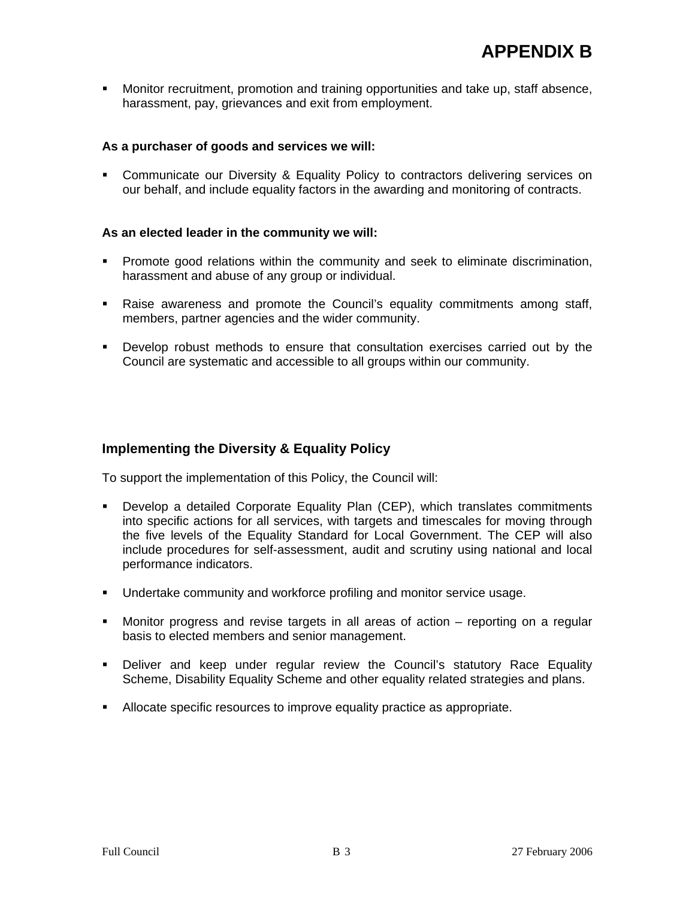- Monitor recruitment, promotion and training opportunities and take up, staff absence, harassment, pay, grievances and exit from employment.

**As a purchaser of goods and services we will:**

- Communicate our Diversity & Equality Policy to contractors delivering services on our behalf, and include equality factors in the awarding and monitoring of contracts.

**As an elected leader in the community we will:**

- Promote good relations within the community and seek to eliminate discrimination, harassment and abuse of any group or individual.
- Raise awareness and promote the Council's equality commitments among staff, members, partner agencies and the wider community.
- Develop robust methods to ensure that consultation exercises carried out by the Council are systematic and accessible to all groups within our community.

## Implementing the Diversity & Equality Policy

To support the implementation of this Policy, the Council will:

- Develop a detailed Corporate Equality Plan (CEP), which translates commitments into specific actions for all services, with targets and timescales for moving through the five levels of the Equality Standard for Local Government. The CEP will also include procedures for self-assessment, audit and scrutiny using national and local performance indicators.
- Undertake community and workforce profiling and monitor service usage.
- Monitor progress and revise targets in all areas of action – reporting on a regular basis to elected members and senior management.
- Deliver and keep under regular review the Council's statutory Race Equality Scheme, Disability Equality Scheme and other equality related strategies and plans.
- Allocate specific resources to improve equality practice as appropriate.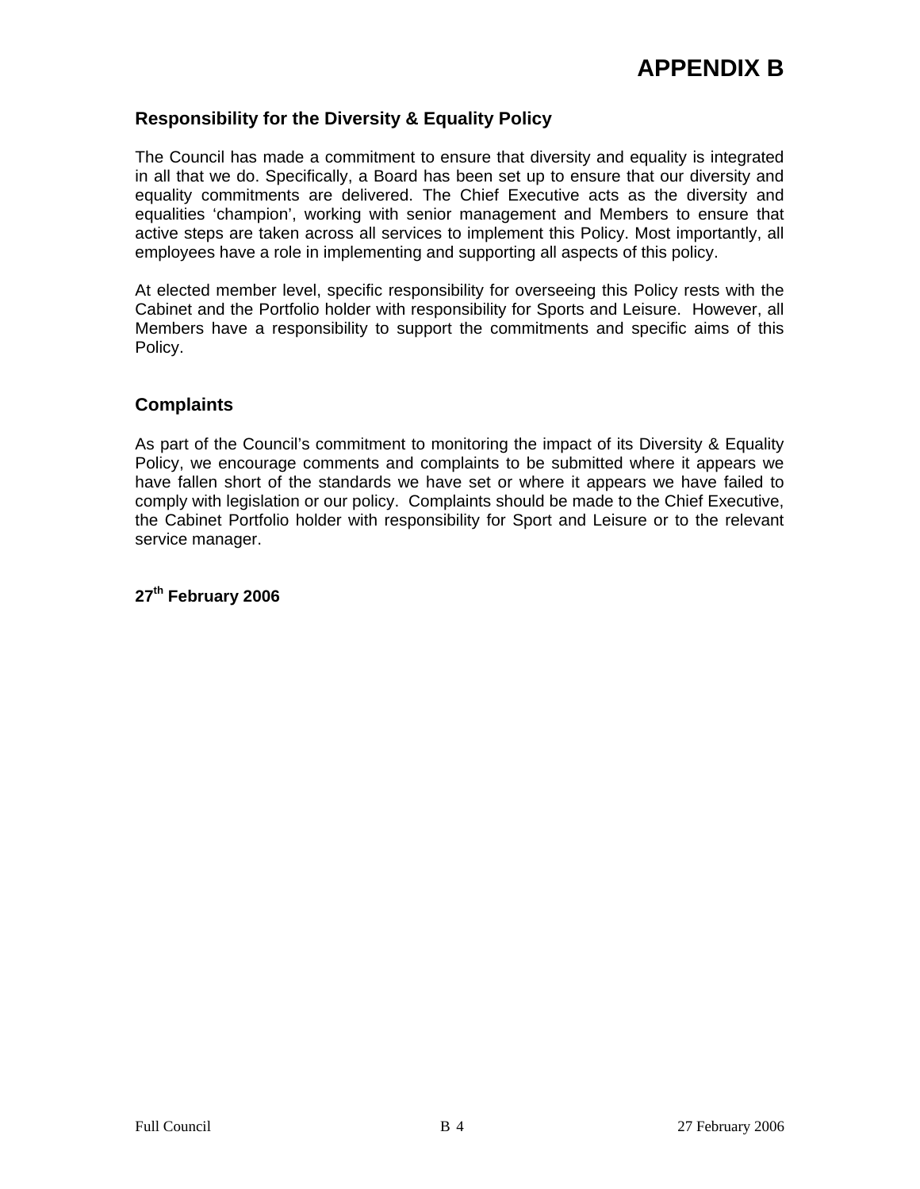# APPENDIX B

## Responsibility for the Diversity & Equality Policy

The Council has made a commitment to ensure that diversity and equality is integrated in all that we do. Specifically, a Board has been set up to ensure that our diversity and equality commitments are delivered. The Chief Executive acts as the diversity and equalities 'champion', working with senior management and Members to ensure that active steps are taken across all services to implement this Policy. Most importantly, all employees have a role in implementing and supporting all aspects of this policy.

At elected member level, specific responsibility for overseeing this Policy rests with the Cabinet and the Portfolio holder with responsibility for Sports and Leisure. However, all Members have a responsibility to support the commitments and specific aims of this Policy.

## Complaints

As part of the Council's commitment to monitoring the impact of its Diversity & Equality Policy, we encourage comments and complaints to be submitted where it appears we have fallen short of the standards we have set or where it appears we have failed to comply with legislation or our policy. Complaints should be made to the Chief Executive, the Cabinet Portfolio holder with responsibility for Sport and Leisure or to the relevant service manager.

**27th February 2006**